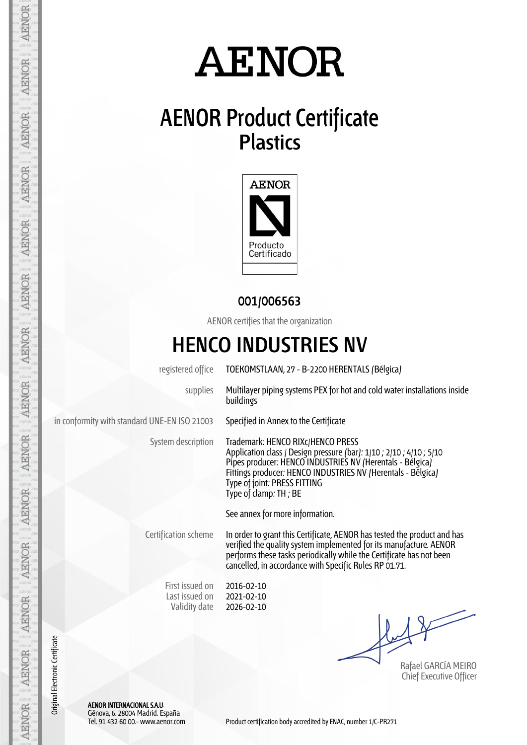# AENOR

## AENOR Product Certificate
## Plastics

AENOR

Producto Certificado

**001/006563**

AENOR certifies that the organization

# HENCO INDUSTRIES NV

| | |
|---|---|
| registered office | TOEKOMSTLAAN, 27 - B-2200 HERENTALS (Bélgica) |
| supplies | Multilayer piping systems PEX for hot and cold water installations inside buildings |
| in conformity with standard UNE-EN ISO 21003 | Specified in Annex to the Certificate |
| System description | Trademark: HENCO RIXc/HENCO PRESS<br>Application class / Design pressure (bar): 1/10 ; 2/10 ; 4/10 ; 5/10<br>Pipes producer: HENCO INDUSTRIES NV (Herentals - Bélgica)<br>Fittings producer: HENCO INDUSTRIES NV (Herentals - Bélgica)<br>Type of joint: PRESS FITTING<br>Type of clamp: TH ; BE<br><br>See annex for more information. |
| Certification scheme | In order to grant this Certificate, AENOR has tested the product and has verified the quality system implemented for its manufacture. AENOR performs these tasks periodically while the Certificate has not been cancelled, in accordance with Specific Rules RP 01.71. |
| First issued on | 2016-02-10 |
| Last issued on | 2021-02-10 |
| Validity date | 2026-02-10 |

Rafael GARCÍA MEIRO
Chief Executive Officer

Original Electronic Certificate

**AENOR INTERNACIONAL S.A.U.**
Génova, 6. 28004 Madrid. España
Tel. 91 432 60 00.- www.aenor.com

Product certification body accredited by ENAC, number 1/C-PR271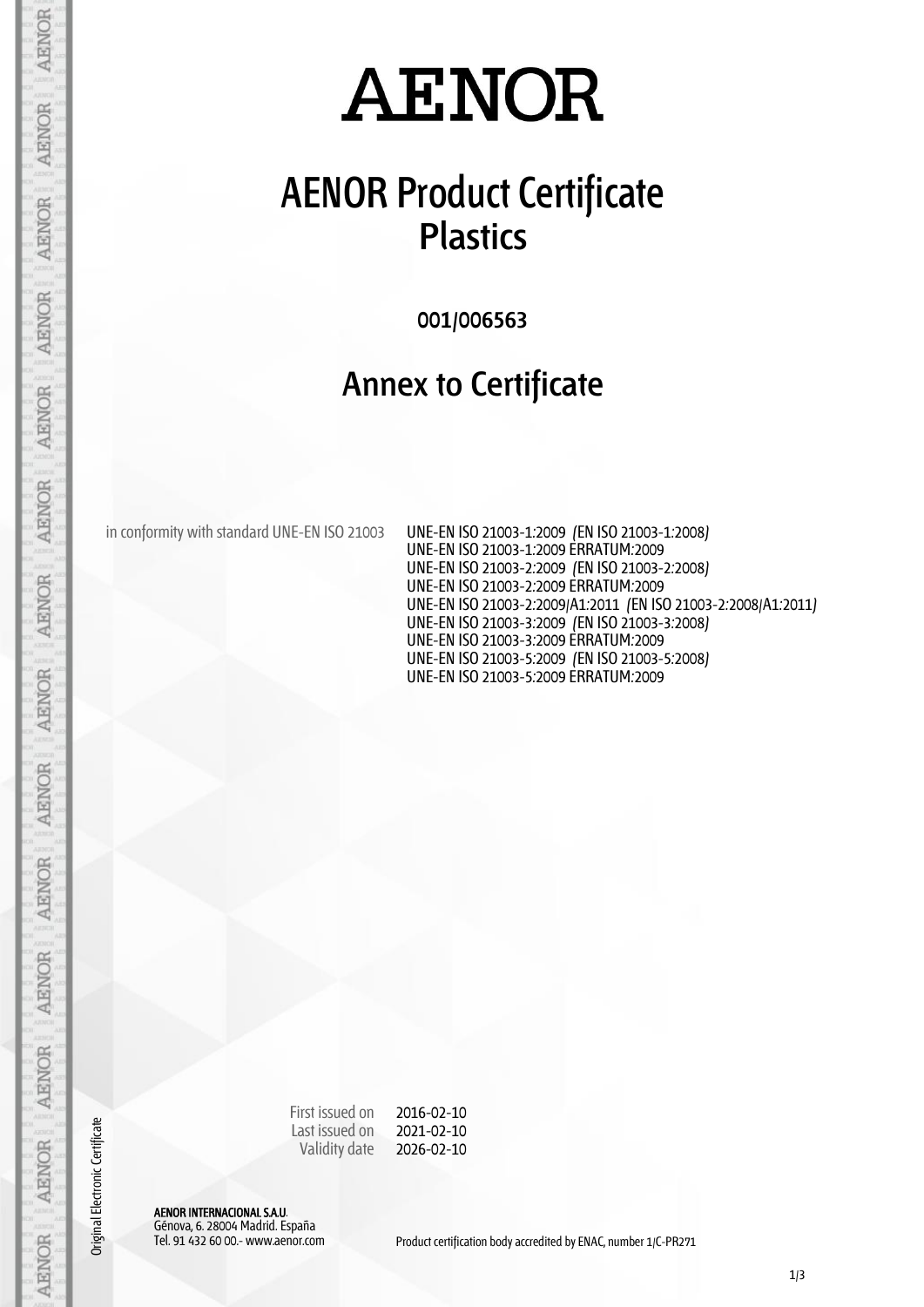# AENOR

# AENOR Product Certificate
## Plastics

**001/006563**

## Annex to Certificate

| | |
|---|---|
| in conformity with standard UNE-EN ISO 21003 | UNE-EN ISO 21003-1:2009 (EN ISO 21003-1:2008)<br>UNE-EN ISO 21003-1:2009 ERRATUM:2009<br>UNE-EN ISO 21003-2:2009 (EN ISO 21003-2:2008)<br>UNE-EN ISO 21003-2:2009 ERRATUM:2009<br>UNE-EN ISO 21003-2:2009/A1:2011 (EN ISO 21003-2:2008/A1:2011)<br>UNE-EN ISO 21003-3:2009 (EN ISO 21003-3:2008)<br>UNE-EN ISO 21003-3:2009 ERRATUM:2009<br>UNE-EN ISO 21003-5:2009 (EN ISO 21003-5:2008)<br>UNE-EN ISO 21003-5:2009 ERRATUM:2009 |

First issued on 2016-02-10
Last issued on 2021-02-10
Validity date 2026-02-10

Original Electronic Certificate

**AENOR INTERNACIONAL S.A.U.**
Génova, 6. 28004 Madrid. España
Tel. 91 432 60 00.- www.aenor.com

Product certification body accredited by ENAC, number 1/C-PR271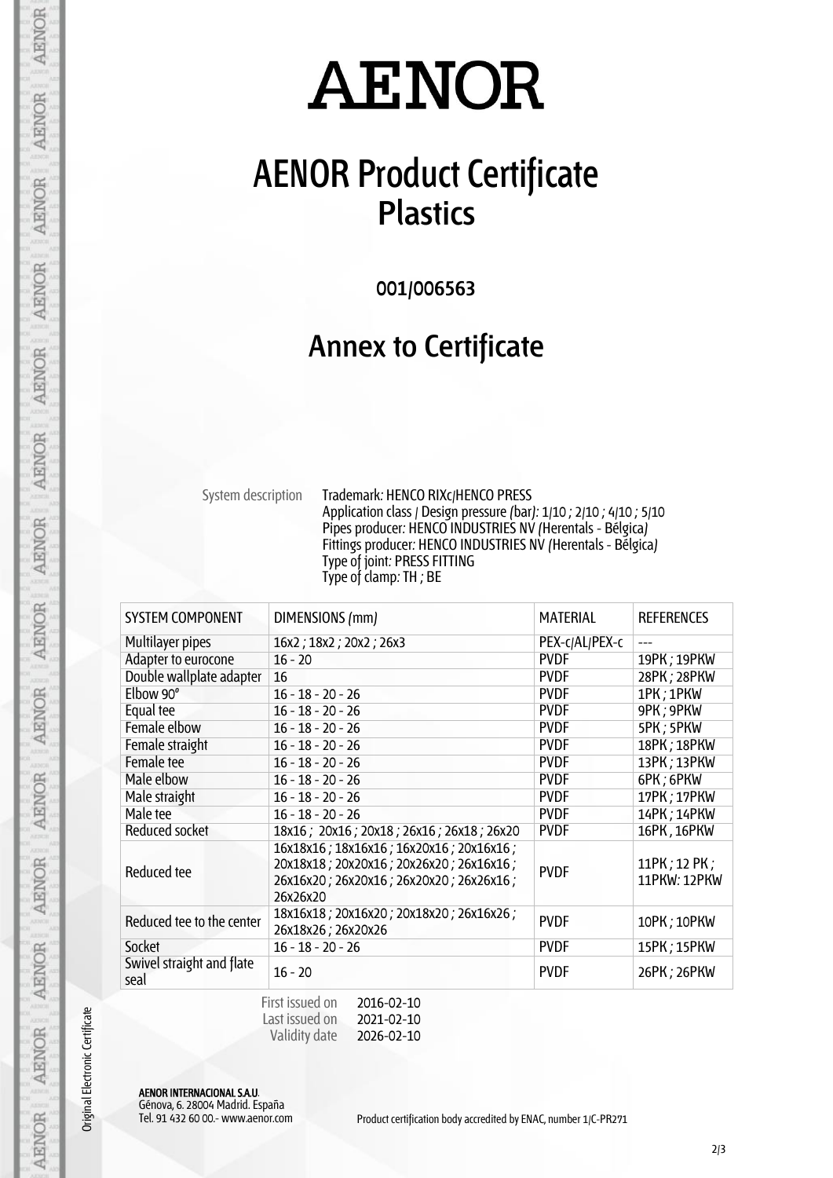# AENOR

# AENOR Product Certificate
## Plastics

001/006563

## Annex to Certificate

System description Trademark: HENCO RIXc/HENCO PRESS
Application class / Design pressure (bar): 1/10 ; 2/10 ; 4/10 ; 5/10
Pipes producer: HENCO INDUSTRIES NV (Herentals - Bélgica)
Fittings producer: HENCO INDUSTRIES NV (Herentals - Bélgica)
Type of joint: PRESS FITTING
Type of clamp: TH ; BE

| SYSTEM COMPONENT | DIMENSIONS (mm) | MATERIAL | REFERENCES |
|---|---|---|---|
| Multilayer pipes | 16x2 ; 18x2 ; 20x2 ; 26x3 | PEX-c/AL/PEX-c | --- |
| Adapter to eurocone | 16 - 20 | PVDF | 19PK ; 19PKW |
| Double wallplate adapter | 16 | PVDF | 28PK ; 28PKW |
| Elbow 90° | 16 - 18 - 20 - 26 | PVDF | 1PK ; 1PKW |
| Equal tee | 16 - 18 - 20 - 26 | PVDF | 9PK ; 9PKW |
| Female elbow | 16 - 18 - 20 - 26 | PVDF | 5PK ; 5PKW |
| Female straight | 16 - 18 - 20 - 26 | PVDF | 18PK ; 18PKW |
| Female tee | 16 - 18 - 20 - 26 | PVDF | 13PK ; 13PKW |
| Male elbow | 16 - 18 - 20 - 26 | PVDF | 6PK ; 6PKW |
| Male straight | 16 - 18 - 20 - 26 | PVDF | 17PK ; 17PKW |
| Male tee | 16 - 18 - 20 - 26 | PVDF | 14PK ; 14PKW |
| Reduced socket | 18x16 ; 20x16 ; 20x18 ; 26x16 ; 26x18 ; 26x20 | PVDF | 16PK , 16PKW |
| Reduced tee | 16x18x16 ; 18x16x16 ; 16x20x16 ; 20x16x16 ; 20x18x18 ; 20x20x16 ; 20x26x20 ; 26x16x16 ; 26x16x20 ; 26x20x16 ; 26x20x20 ; 26x26x16 ; 26x26x20 | PVDF | 11PK ; 12 PK ; 11PKW: 12PKW |
| Reduced tee to the center | 18x16x18 ; 20x16x20 ; 20x18x20 ; 26x16x26 ; 26x18x26 ; 26x20x26 | PVDF | 10PK ; 10PKW |
| Socket | 16 - 18 - 20 - 26 | PVDF | 15PK ; 15PKW |
| Swivel straight and flate seal | 16 - 20 | PVDF | 26PK ; 26PKW |

First issued on 2016-02-10
Last issued on 2021-02-10
Validity date 2026-02-10

Original Electronic Certificate

**AENOR INTERNACIONAL S.A.U.**
Génova, 6. 28004 Madrid. España
Tel. 91 432 60 00.- www.aenor.com

Product certification body accredited by ENAC, number 1/C-PR271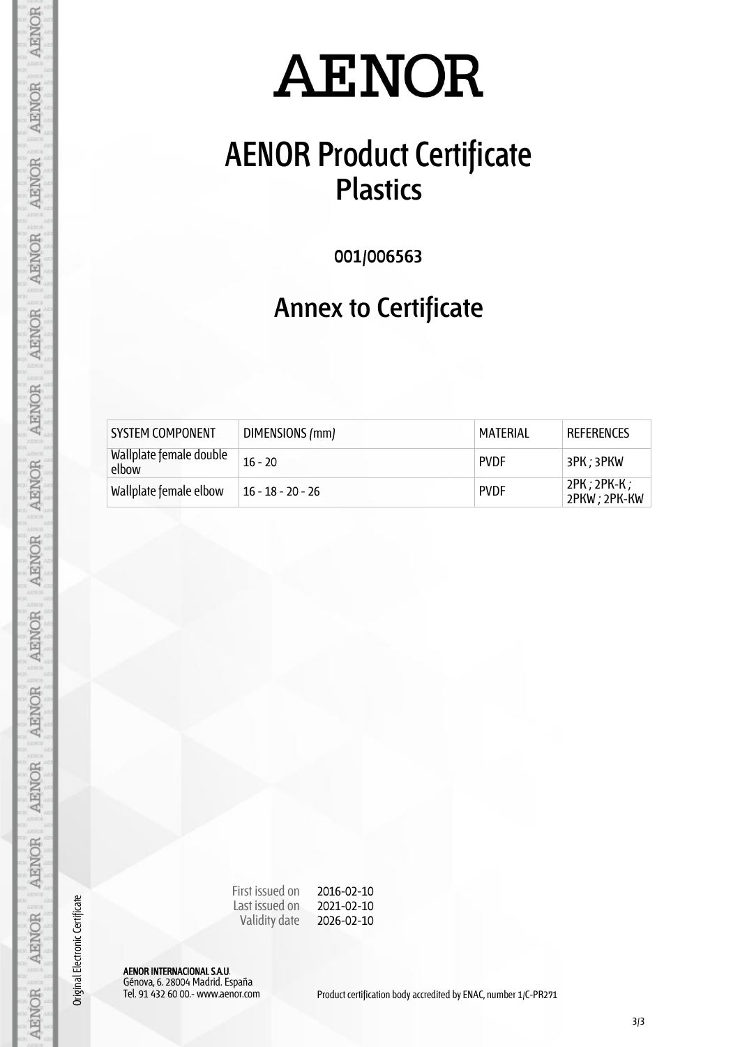# AENOR

## AENOR Product Certificate
### Plastics

001/006563

## Annex to Certificate

| SYSTEM COMPONENT | DIMENSIONS (mm) | MATERIAL | REFERENCES |
|---|---|---|---|
| Wallplate female double elbow | 16 - 20 | PVDF | 3PK ; 3PKW |
| Wallplate female elbow | 16 - 18 - 20 - 26 | PVDF | 2PK ; 2PK-K ; 2PKW ; 2PK-KW |

First issued on 2016-02-10
Last issued on 2021-02-10
Validity date 2026-02-10

Original Electronic Certificate

**AENOR INTERNACIONAL S.A.U.**
Génova, 6. 28004 Madrid. España
Tel. 91 432 60 00.- www.aenor.com

Product certification body accredited by ENAC, number 1/C-PR271